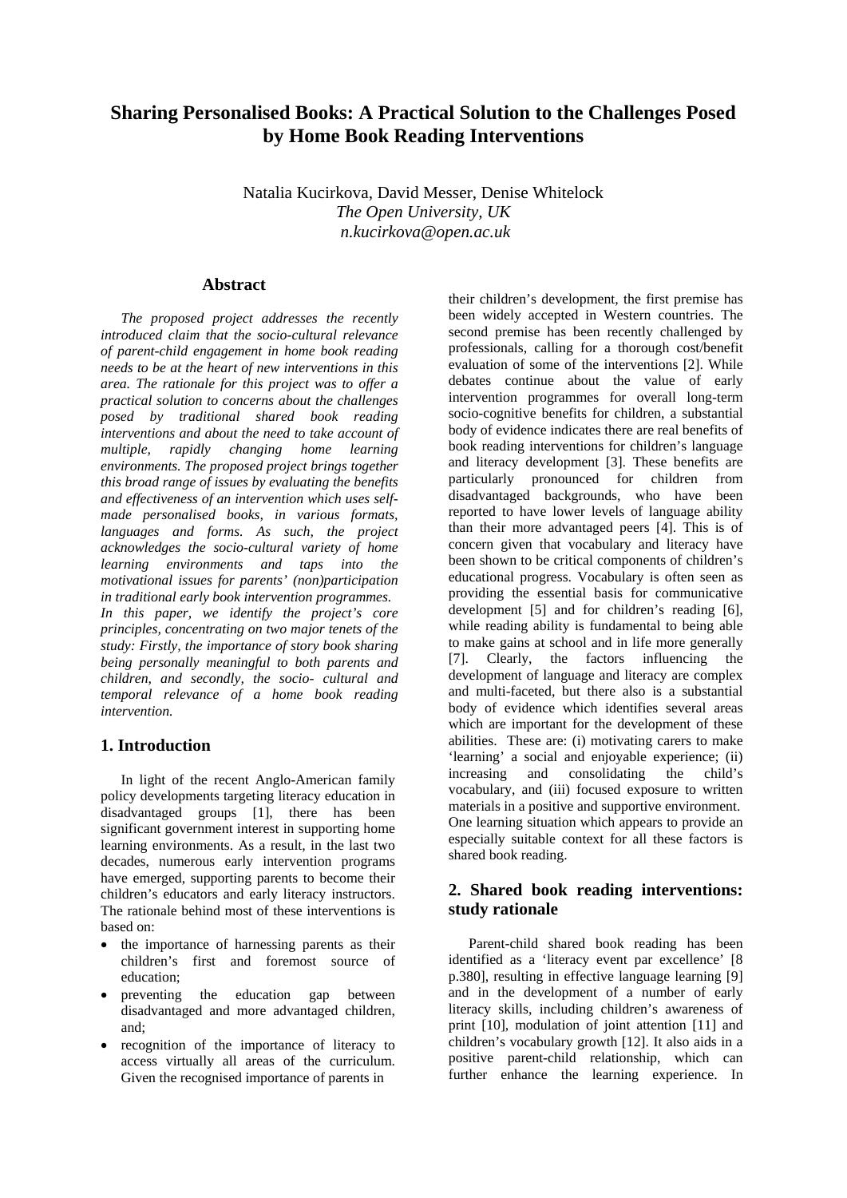# Sharing Personalised Books: A Practical Solution to the Challenges Posed by Home Book Reading Interventions

Natalia Kucirkova, David Messer, Denise Whitelock
*The Open University, UK*
*n.kucirkova@open.ac.uk*

## Abstract

*The proposed project addresses the recently introduced claim that the socio-cultural relevance of parent-child engagement in home book reading needs to be at the heart of new interventions in this area. The rationale for this project was to offer a practical solution to concerns about the challenges posed by traditional shared book reading interventions and about the need to take account of multiple, rapidly changing home learning environments. The proposed project brings together this broad range of issues by evaluating the benefits and effectiveness of an intervention which uses self-made personalised books, in various formats, languages and forms. As such, the project acknowledges the socio-cultural variety of home learning environments and taps into the motivational issues for parents' (non)participation in traditional early book intervention programmes.*

*In this paper, we identify the project's core principles, concentrating on two major tenets of the study: Firstly, the importance of story book sharing being personally meaningful to both parents and children, and secondly, the socio- cultural and temporal relevance of a home book reading intervention.*

## 1. Introduction

In light of the recent Anglo-American family policy developments targeting literacy education in disadvantaged groups [1], there has been significant government interest in supporting home learning environments. As a result, in the last two decades, numerous early intervention programs have emerged, supporting parents to become their children's educators and early literacy instructors. The rationale behind most of these interventions is based on:

- the importance of harnessing parents as their children's first and foremost source of education;
- preventing the education gap between disadvantaged and more advantaged children, and;
- recognition of the importance of literacy to access virtually all areas of the curriculum.

Given the recognised importance of parents in their children's development, the first premise has been widely accepted in Western countries. The second premise has been recently challenged by professionals, calling for a thorough cost/benefit evaluation of some of the interventions [2]. While debates continue about the value of early intervention programmes for overall long-term socio-cognitive benefits for children, a substantial body of evidence indicates there are real benefits of book reading interventions for children's language and literacy development [3]. These benefits are particularly pronounced for children from disadvantaged backgrounds, who have been reported to have lower levels of language ability than their more advantaged peers [4]. This is of concern given that vocabulary and literacy have been shown to be critical components of children's educational progress. Vocabulary is often seen as providing the essential basis for communicative development [5] and for children's reading [6], while reading ability is fundamental to being able to make gains at school and in life more generally [7]. Clearly, the factors influencing the development of language and literacy are complex and multi-faceted, but there also is a substantial body of evidence which identifies several areas which are important for the development of these abilities. These are: (i) motivating carers to make 'learning' a social and enjoyable experience; (ii) increasing and consolidating the child's vocabulary, and (iii) focused exposure to written materials in a positive and supportive environment. One learning situation which appears to provide an especially suitable context for all these factors is shared book reading.

## 2. Shared book reading interventions: study rationale

Parent-child shared book reading has been identified as a 'literacy event par excellence' [8 p.380], resulting in effective language learning [9] and in the development of a number of early literacy skills, including children's awareness of print [10], modulation of joint attention [11] and children's vocabulary growth [12]. It also aids in a positive parent-child relationship, which can further enhance the learning experience. In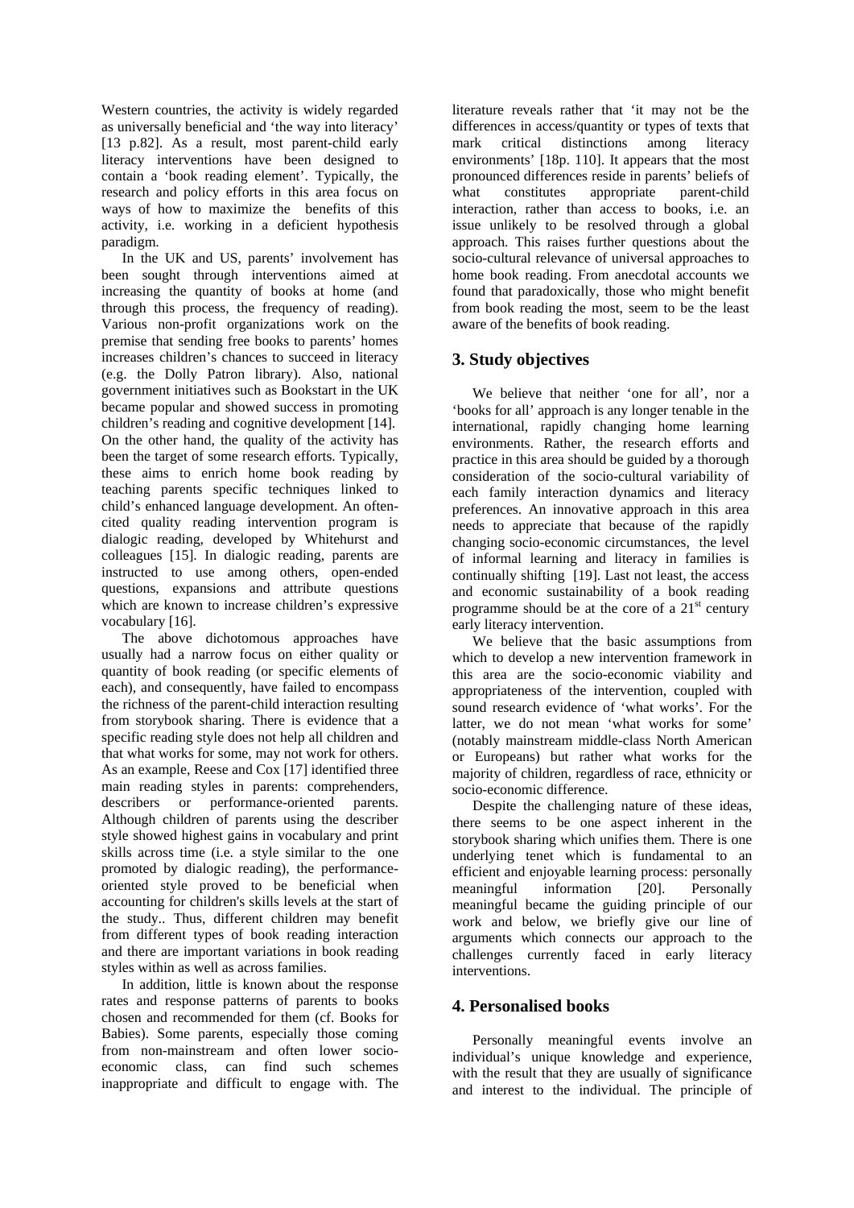Western countries, the activity is widely regarded as universally beneficial and 'the way into literacy' [13 p.82]. As a result, most parent-child early literacy interventions have been designed to contain a 'book reading element'. Typically, the research and policy efforts in this area focus on ways of how to maximize the benefits of this activity, i.e. working in a deficient hypothesis paradigm.

In the UK and US, parents' involvement has been sought through interventions aimed at increasing the quantity of books at home (and through this process, the frequency of reading). Various non-profit organizations work on the premise that sending free books to parents' homes increases children's chances to succeed in literacy (e.g. the Dolly Patron library). Also, national government initiatives such as Bookstart in the UK became popular and showed success in promoting children's reading and cognitive development [14]. On the other hand, the quality of the activity has been the target of some research efforts. Typically, these aims to enrich home book reading by teaching parents specific techniques linked to child's enhanced language development. An often-cited quality reading intervention program is dialogic reading, developed by Whitehurst and colleagues [15]. In dialogic reading, parents are instructed to use among others, open-ended questions, expansions and attribute questions which are known to increase children's expressive vocabulary [16].

The above dichotomous approaches have usually had a narrow focus on either quality or quantity of book reading (or specific elements of each), and consequently, have failed to encompass the richness of the parent-child interaction resulting from storybook sharing. There is evidence that a specific reading style does not help all children and that what works for some, may not work for others. As an example, Reese and Cox [17] identified three main reading styles in parents: comprehenders, describers or performance-oriented parents. Although children of parents using the describer style showed highest gains in vocabulary and print skills across time (i.e. a style similar to the one promoted by dialogic reading), the performance-oriented style proved to be beneficial when accounting for children's skills levels at the start of the study.. Thus, different children may benefit from different types of book reading interaction and there are important variations in book reading styles within as well as across families.

In addition, little is known about the response rates and response patterns of parents to books chosen and recommended for them (cf. Books for Babies). Some parents, especially those coming from non-mainstream and often lower socio-economic class, can find such schemes inappropriate and difficult to engage with. The literature reveals rather that 'it may not be the differences in access/quantity or types of texts that mark critical distinctions among literacy environments' [18p. 110]. It appears that the most pronounced differences reside in parents' beliefs of what constitutes appropriate parent-child interaction, rather than access to books, i.e. an issue unlikely to be resolved through a global approach. This raises further questions about the socio-cultural relevance of universal approaches to home book reading. From anecdotal accounts we found that paradoxically, those who might benefit from book reading the most, seem to be the least aware of the benefits of book reading.

## 3. Study objectives

We believe that neither 'one for all', nor a 'books for all' approach is any longer tenable in the international, rapidly changing home learning environments. Rather, the research efforts and practice in this area should be guided by a thorough consideration of the socio-cultural variability of each family interaction dynamics and literacy preferences. An innovative approach in this area needs to appreciate that because of the rapidly changing socio-economic circumstances, the level of informal learning and literacy in families is continually shifting [19]. Last not least, the access and economic sustainability of a book reading programme should be at the core of a 21st century early literacy intervention.

We believe that the basic assumptions from which to develop a new intervention framework in this area are the socio-economic viability and appropriateness of the intervention, coupled with sound research evidence of 'what works'. For the latter, we do not mean 'what works for some' (notably mainstream middle-class North American or Europeans) but rather what works for the majority of children, regardless of race, ethnicity or socio-economic difference.

Despite the challenging nature of these ideas, there seems to be one aspect inherent in the storybook sharing which unifies them. There is one underlying tenet which is fundamental to an efficient and enjoyable learning process: personally meaningful information [20]. Personally meaningful became the guiding principle of our work and below, we briefly give our line of arguments which connects our approach to the challenges currently faced in early literacy interventions.

## 4. Personalised books

Personally meaningful events involve an individual's unique knowledge and experience, with the result that they are usually of significance and interest to the individual. The principle of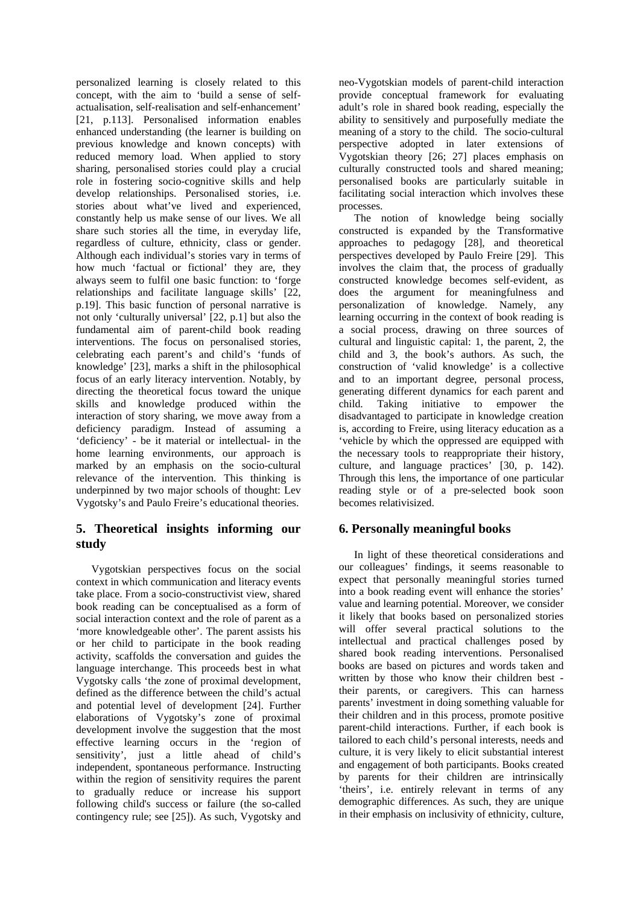personalized learning is closely related to this concept, with the aim to 'build a sense of self-actualisation, self-realisation and self-enhancement' [21, p.113]. Personalised information enables enhanced understanding (the learner is building on previous knowledge and known concepts) with reduced memory load. When applied to story sharing, personalised stories could play a crucial role in fostering socio-cognitive skills and help develop relationships. Personalised stories, i.e. stories about what've lived and experienced, constantly help us make sense of our lives. We all share such stories all the time, in everyday life, regardless of culture, ethnicity, class or gender. Although each individual's stories vary in terms of how much 'factual or fictional' they are, they always seem to fulfil one basic function: to 'forge relationships and facilitate language skills' [22, p.19]. This basic function of personal narrative is not only 'culturally universal' [22, p.1] but also the fundamental aim of parent-child book reading interventions. The focus on personalised stories, celebrating each parent's and child's 'funds of knowledge' [23], marks a shift in the philosophical focus of an early literacy intervention. Notably, by directing the theoretical focus toward the unique skills and knowledge produced within the interaction of story sharing, we move away from a deficiency paradigm. Instead of assuming a 'deficiency' - be it material or intellectual- in the home learning environments, our approach is marked by an emphasis on the socio-cultural relevance of the intervention. This thinking is underpinned by two major schools of thought: Lev Vygotsky's and Paulo Freire's educational theories.

## 5. Theoretical insights informing our study

Vygotskian perspectives focus on the social context in which communication and literacy events take place. From a socio-constructivist view, shared book reading can be conceptualised as a form of social interaction context and the role of parent as a 'more knowledgeable other'. The parent assists his or her child to participate in the book reading activity, scaffolds the conversation and guides the language interchange. This proceeds best in what Vygotsky calls 'the zone of proximal development, defined as the difference between the child's actual and potential level of development [24]. Further elaborations of Vygotsky's zone of proximal development involve the suggestion that the most effective learning occurs in the 'region of sensitivity', just a little ahead of child's independent, spontaneous performance. Instructing within the region of sensitivity requires the parent to gradually reduce or increase his support following child's success or failure (the so-called contingency rule; see [25]). As such, Vygotsky and neo-Vygotskian models of parent-child interaction provide conceptual framework for evaluating adult's role in shared book reading, especially the ability to sensitively and purposefully mediate the meaning of a story to the child. The socio-cultural perspective adopted in later extensions of Vygotskian theory [26; 27] places emphasis on culturally constructed tools and shared meaning; personalised books are particularly suitable in facilitating social interaction which involves these processes.

The notion of knowledge being socially constructed is expanded by the Transformative approaches to pedagogy [28], and theoretical perspectives developed by Paulo Freire [29]. This involves the claim that, the process of gradually constructed knowledge becomes self-evident, as does the argument for meaningfulness and personalization of knowledge. Namely, any learning occurring in the context of book reading is a social process, drawing on three sources of cultural and linguistic capital: 1, the parent, 2, the child and 3, the book's authors. As such, the construction of 'valid knowledge' is a collective and to an important degree, personal process, generating different dynamics for each parent and child. Taking initiative to empower the disadvantaged to participate in knowledge creation is, according to Freire, using literacy education as a 'vehicle by which the oppressed are equipped with the necessary tools to reappropriate their history, culture, and language practices' [30, p. 142). Through this lens, the importance of one particular reading style or of a pre-selected book soon becomes relativisized.

## 6. Personally meaningful books

In light of these theoretical considerations and our colleagues' findings, it seems reasonable to expect that personally meaningful stories turned into a book reading event will enhance the stories' value and learning potential. Moreover, we consider it likely that books based on personalized stories will offer several practical solutions to the intellectual and practical challenges posed by shared book reading interventions. Personalised books are based on pictures and words taken and written by those who know their children best - their parents, or caregivers. This can harness parents' investment in doing something valuable for their children and in this process, promote positive parent-child interactions. Further, if each book is tailored to each child's personal interests, needs and culture, it is very likely to elicit substantial interest and engagement of both participants. Books created by parents for their children are intrinsically 'theirs', i.e. entirely relevant in terms of any demographic differences. As such, they are unique in their emphasis on inclusivity of ethnicity, culture,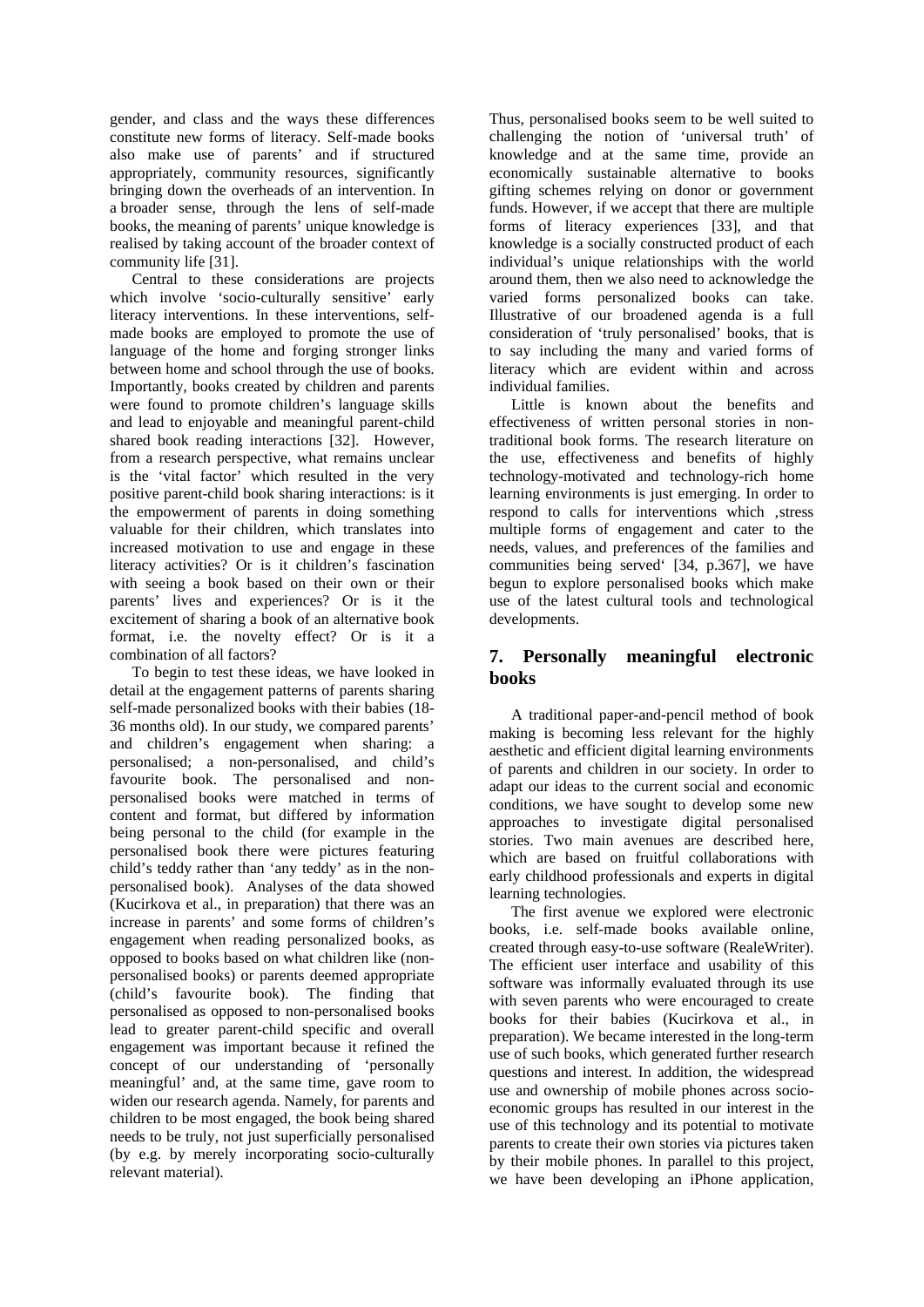gender, and class and the ways these differences constitute new forms of literacy. Self-made books also make use of parents' and if structured appropriately, community resources, significantly bringing down the overheads of an intervention. In a broader sense, through the lens of self-made books, the meaning of parents' unique knowledge is realised by taking account of the broader context of community life [31].

Central to these considerations are projects which involve 'socio-culturally sensitive' early literacy interventions. In these interventions, self-made books are employed to promote the use of language of the home and forging stronger links between home and school through the use of books. Importantly, books created by children and parents were found to promote children's language skills and lead to enjoyable and meaningful parent-child shared book reading interactions [32]. However, from a research perspective, what remains unclear is the 'vital factor' which resulted in the very positive parent-child book sharing interactions: is it the empowerment of parents in doing something valuable for their children, which translates into increased motivation to use and engage in these literacy activities? Or is it children's fascination with seeing a book based on their own or their parents' lives and experiences? Or is it the excitement of sharing a book of an alternative book format, i.e. the novelty effect? Or is it a combination of all factors?

To begin to test these ideas, we have looked in detail at the engagement patterns of parents sharing self-made personalized books with their babies (18-36 months old). In our study, we compared parents' and children's engagement when sharing: a personalised; a non-personalised, and child's favourite book. The personalised and non-personalised books were matched in terms of content and format, but differed by information being personal to the child (for example in the personalised book there were pictures featuring child's teddy rather than 'any teddy' as in the non-personalised book). Analyses of the data showed (Kucirkova et al., in preparation) that there was an increase in parents' and some forms of children's engagement when reading personalized books, as opposed to books based on what children like (non-personalised books) or parents deemed appropriate (child's favourite book). The finding that personalised as opposed to non-personalised books lead to greater parent-child specific and overall engagement was important because it refined the concept of our understanding of 'personally meaningful' and, at the same time, gave room to widen our research agenda. Namely, for parents and children to be most engaged, the book being shared needs to be truly, not just superficially personalised (by e.g. by merely incorporating socio-culturally relevant material).

Thus, personalised books seem to be well suited to challenging the notion of 'universal truth' of knowledge and at the same time, provide an economically sustainable alternative to books gifting schemes relying on donor or government funds. However, if we accept that there are multiple forms of literacy experiences [33], and that knowledge is a socially constructed product of each individual's unique relationships with the world around them, then we also need to acknowledge the varied forms personalized books can take. Illustrative of our broadened agenda is a full consideration of 'truly personalised' books, that is to say including the many and varied forms of literacy which are evident within and across individual families.

Little is known about the benefits and effectiveness of written personal stories in non-traditional book forms. The research literature on the use, effectiveness and benefits of highly technology-motivated and technology-rich home learning environments is just emerging. In order to respond to calls for interventions which ‚stress multiple forms of engagement and cater to the needs, values, and preferences of the families and communities being served' [34, p.367], we have begun to explore personalised books which make use of the latest cultural tools and technological developments.

## 7. Personally meaningful electronic books

A traditional paper-and-pencil method of book making is becoming less relevant for the highly aesthetic and efficient digital learning environments of parents and children in our society. In order to adapt our ideas to the current social and economic conditions, we have sought to develop some new approaches to investigate digital personalised stories. Two main avenues are described here, which are based on fruitful collaborations with early childhood professionals and experts in digital learning technologies.

The first avenue we explored were electronic books, i.e. self-made books available online, created through easy-to-use software (RealeWriter). The efficient user interface and usability of this software was informally evaluated through its use with seven parents who were encouraged to create books for their babies (Kucirkova et al., in preparation). We became interested in the long-term use of such books, which generated further research questions and interest. In addition, the widespread use and ownership of mobile phones across socio-economic groups has resulted in our interest in the use of this technology and its potential to motivate parents to create their own stories via pictures taken by their mobile phones. In parallel to this project, we have been developing an iPhone application,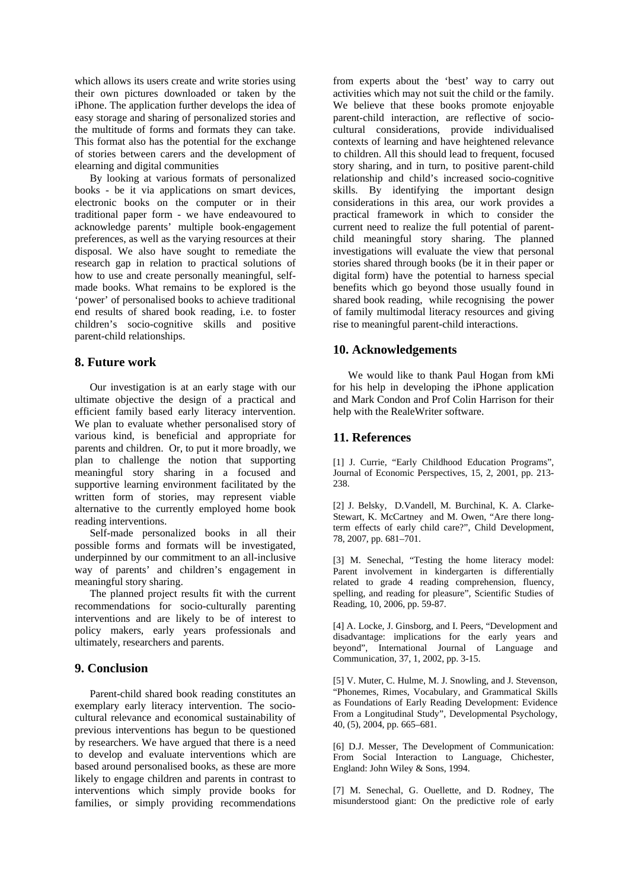which allows its users create and write stories using their own pictures downloaded or taken by the iPhone. The application further develops the idea of easy storage and sharing of personalized stories and the multitude of forms and formats they can take. This format also has the potential for the exchange of stories between carers and the development of elearning and digital communities

By looking at various formats of personalized books - be it via applications on smart devices, electronic books on the computer or in their traditional paper form - we have endeavoured to acknowledge parents' multiple book-engagement preferences, as well as the varying resources at their disposal. We also have sought to remediate the research gap in relation to practical solutions of how to use and create personally meaningful, self-made books. What remains to be explored is the 'power' of personalised books to achieve traditional end results of shared book reading, i.e. to foster children's socio-cognitive skills and positive parent-child relationships.

## 8. Future work

Our investigation is at an early stage with our ultimate objective the design of a practical and efficient family based early literacy intervention. We plan to evaluate whether personalised story of various kind, is beneficial and appropriate for parents and children. Or, to put it more broadly, we plan to challenge the notion that supporting meaningful story sharing in a focused and supportive learning environment facilitated by the written form of stories, may represent viable alternative to the currently employed home book reading interventions.

Self-made personalized books in all their possible forms and formats will be investigated, underpinned by our commitment to an all-inclusive way of parents' and children's engagement in meaningful story sharing.

The planned project results fit with the current recommendations for socio-culturally parenting interventions and are likely to be of interest to policy makers, early years professionals and ultimately, researchers and parents.

## 9. Conclusion

Parent-child shared book reading constitutes an exemplary early literacy intervention. The socio-cultural relevance and economical sustainability of previous interventions has begun to be questioned by researchers. We have argued that there is a need to develop and evaluate interventions which are based around personalised books, as these are more likely to engage children and parents in contrast to interventions which simply provide books for families, or simply providing recommendations from experts about the 'best' way to carry out activities which may not suit the child or the family. We believe that these books promote enjoyable parent-child interaction, are reflective of socio-cultural considerations, provide individualised contexts of learning and have heightened relevance to children. All this should lead to frequent, focused story sharing, and in turn, to positive parent-child relationship and child's increased socio-cognitive skills. By identifying the important design considerations in this area, our work provides a practical framework in which to consider the current need to realize the full potential of parent-child meaningful story sharing. The planned investigations will evaluate the view that personal stories shared through books (be it in their paper or digital form) have the potential to harness special benefits which go beyond those usually found in shared book reading, while recognising the power of family multimodal literacy resources and giving rise to meaningful parent-child interactions.

## 10. Acknowledgements

We would like to thank Paul Hogan from kMi for his help in developing the iPhone application and Mark Condon and Prof Colin Harrison for their help with the RealeWriter software.

## 11. References

[1] J. Currie, "Early Childhood Education Programs", Journal of Economic Perspectives, 15, 2, 2001, pp. 213-238.

[2] J. Belsky, D.Vandell, M. Burchinal, K. A. Clarke-Stewart, K. McCartney and M. Owen, "Are there long-term effects of early child care?", Child Development, 78, 2007, pp. 681–701.

[3] M. Senechal, "Testing the home literacy model: Parent involvement in kindergarten is differentially related to grade 4 reading comprehension, fluency, spelling, and reading for pleasure", Scientific Studies of Reading, 10, 2006, pp. 59-87.

[4] A. Locke, J. Ginsborg, and I. Peers, "Development and disadvantage: implications for the early years and beyond", International Journal of Language and Communication, 37, 1, 2002, pp. 3-15.

[5] V. Muter, C. Hulme, M. J. Snowling, and J. Stevenson, "Phonemes, Rimes, Vocabulary, and Grammatical Skills as Foundations of Early Reading Development: Evidence From a Longitudinal Study", Developmental Psychology, 40, (5), 2004, pp. 665–681.

[6] D.J. Messer, The Development of Communication: From Social Interaction to Language, Chichester, England: John Wiley & Sons, 1994.

[7] M. Senechal, G. Ouellette, and D. Rodney, The misunderstood giant: On the predictive role of early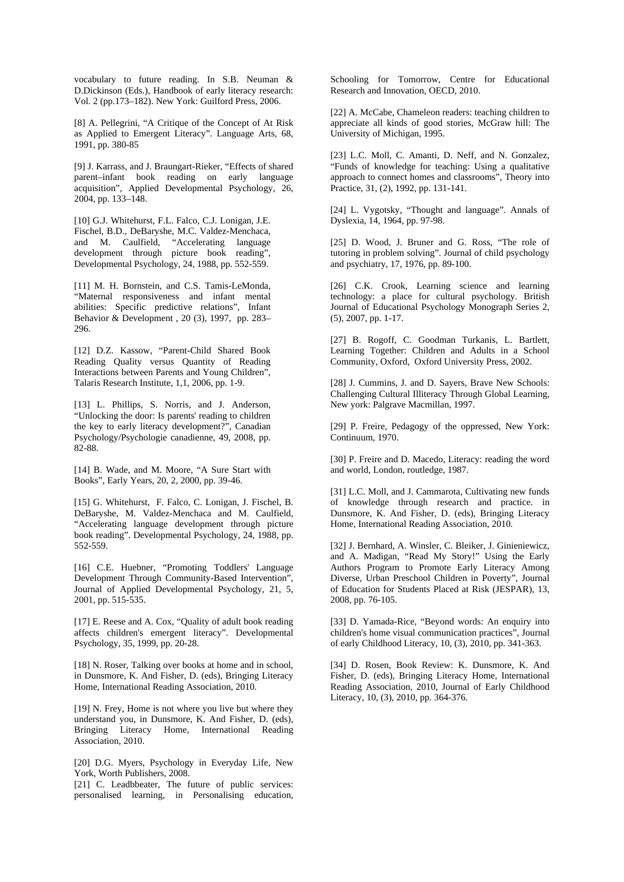vocabulary to future reading. In S.B. Neuman & D.Dickinson (Eds.), Handbook of early literacy research: Vol. 2 (pp.173–182). New York: Guilford Press, 2006.

[8] A. Pellegrini, "A Critique of the Concept of At Risk as Applied to Emergent Literacy". Language Arts, 68, 1991, pp. 380-85

[9] J. Karrass, and J. Braungart-Rieker, "Effects of shared parent–infant book reading on early language acquisition", Applied Developmental Psychology, 26, 2004, pp. 133–148.

[10] G.J. Whitehurst, F.L. Falco, C.J. Lonigan, J.E. Fischel, B.D., DeBaryshe, M.C. Valdez-Menchaca, and M. Caulfield, "Accelerating language development through picture book reading", Developmental Psychology, 24, 1988, pp. 552-559.

[11] M. H. Bornstein, and C.S. Tamis-LeMonda, "Maternal responsiveness and infant mental abilities: Specific predictive relations", Infant Behavior & Development , 20 (3), 1997, pp. 283–296.

[12] D.Z. Kassow, "Parent-Child Shared Book Reading Quality versus Quantity of Reading Interactions between Parents and Young Children", Talaris Research Institute, 1,1, 2006, pp. 1-9.

[13] L. Phillips, S. Norris, and J. Anderson, "Unlocking the door: Is parents' reading to children the key to early literacy development?", Canadian Psychology/Psychologie canadienne, 49, 2008, pp. 82-88.

[14] B. Wade, and M. Moore, "A Sure Start with Books", Early Years, 20, 2, 2000, pp. 39-46.

[15] G. Whitehurst, F. Falco, C. Lonigan, J. Fischel, B. DeBaryshe, M. Valdez-Menchaca and M. Caulfield, "Accelerating language development through picture book reading". Developmental Psychology, 24, 1988, pp. 552-559.

[16] C.E. Huebner, "Promoting Toddlers' Language Development Through Community-Based Intervention", Journal of Applied Developmental Psychology, 21, 5, 2001, pp. 515-535.

[17] E. Reese and A. Cox, "Quality of adult book reading affects children's emergent literacy". Developmental Psychology, 35, 1999, pp. 20-28.

[18] N. Roser, Talking over books at home and in school, in Dunsmore, K. And Fisher, D. (eds), Bringing Literacy Home, International Reading Association, 2010.

[19] N. Frey, Home is not where you live but where they understand you, in Dunsmore, K. And Fisher, D. (eds), Bringing Literacy Home, International Reading Association, 2010.

[20] D.G. Myers, Psychology in Everyday Life, New York, Worth Publishers, 2008.

[21] C. Leadbbeater, The future of public services: personalised learning, in Personalising education, Schooling for Tomorrow, Centre for Educational Research and Innovation, OECD, 2010.

[22] A. McCabe, Chameleon readers: teaching children to appreciate all kinds of good stories, McGraw hill: The University of Michigan, 1995.

[23] L.C. Moll, C. Amanti, D. Neff, and N. Gonzalez, "Funds of knowledge for teaching: Using a qualitative approach to connect homes and classrooms", Theory into Practice, 31, (2), 1992, pp. 131-141.

[24] L. Vygotsky, "Thought and language". Annals of Dyslexia, 14, 1964, pp. 97-98.

[25] D. Wood, J. Bruner and G. Ross, "The role of tutoring in problem solving". Journal of child psychology and psychiatry, 17, 1976, pp. 89-100.

[26] C.K. Crook, Learning science and learning technology: a place for cultural psychology. British Journal of Educational Psychology Monograph Series 2, (5), 2007, pp. 1-17.

[27] B. Rogoff, C. Goodman Turkanis, L. Bartlett, Learning Together: Children and Adults in a School Community, Oxford, Oxford University Press, 2002.

[28] J. Cummins, J. and D. Sayers, Brave New Schools: Challenging Cultural Illiteracy Through Global Learning, New york: Palgrave Macmillan, 1997.

[29] P. Freire, Pedagogy of the oppressed, New York: Continuum, 1970.

[30] P. Freire and D. Macedo, Literacy: reading the word and world, London, routledge, 1987.

[31] L.C. Moll, and J. Cammarota, Cultivating new funds of knowledge through research and practice. in Dunsmore, K. And Fisher, D. (eds), Bringing Literacy Home, International Reading Association, 2010.

[32] J. Bernhard, A. Winsler, C. Bleiker, J. Ginieniewicz, and A. Madigan, "Read My Story!" Using the Early Authors Program to Promote Early Literacy Among Diverse, Urban Preschool Children in Poverty", Journal of Education for Students Placed at Risk (JESPAR), 13, 2008, pp. 76-105.

[33] D. Yamada-Rice, "Beyond words: An enquiry into children's home visual communication practices", Journal of early Childhood Literacy, 10, (3), 2010, pp. 341-363.

[34] D. Rosen, Book Review: K. Dunsmore, K. And Fisher, D. (eds), Bringing Literacy Home, International Reading Association, 2010, Journal of Early Childhood Literacy, 10, (3), 2010, pp. 364-376.